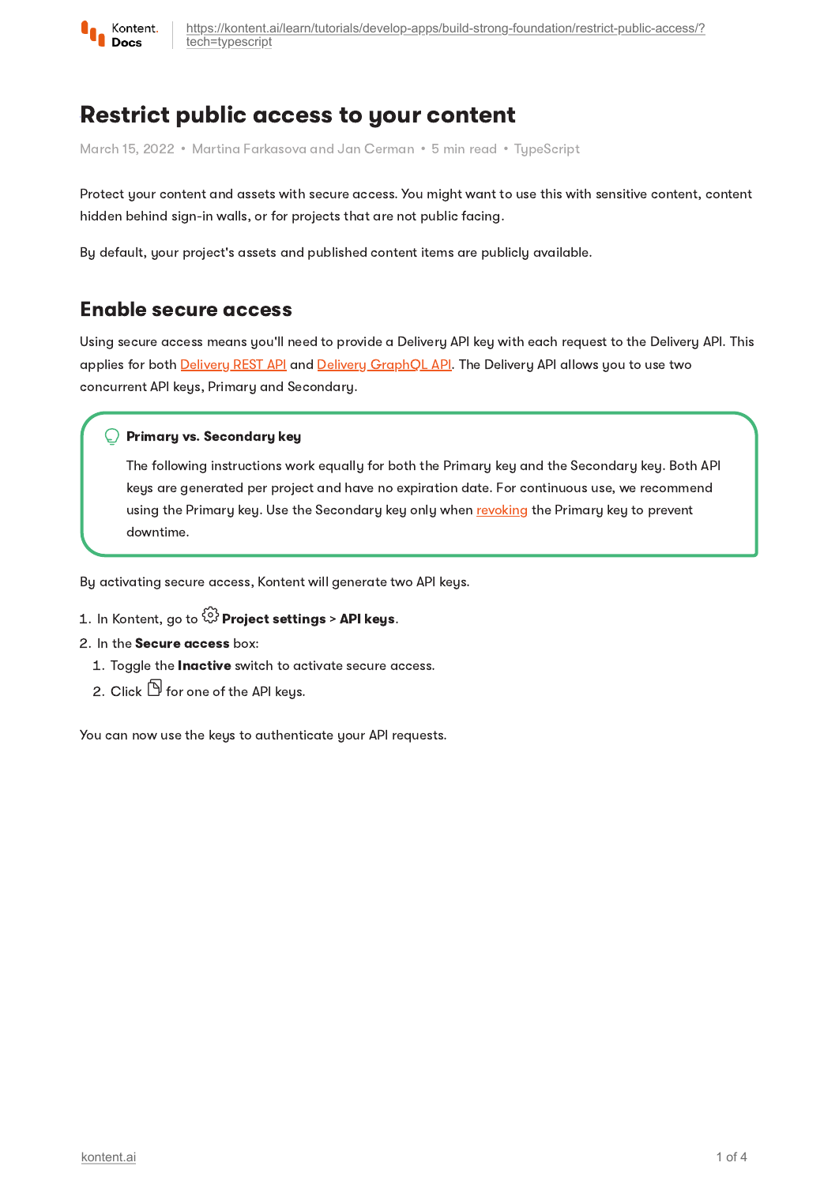# Restrict public access to your content

March 15, 2022 • Martina Farkasova and Jan Cerman • 5 min read • TypeScript

Protect your content and assets with secure access. You might want to use this with sensitive content, content hidden behind sign-in walls, or for projects that are not public facing.

By default, your project's assets and published content items are publicly available.

## Enable secure access

Using secure access means you'll need to provide a Delivery API key with each request to the Delivery API. This applies for both Delivery REST API and Delivery GraphQL API. The Delivery API allows you to use two concurrent API keys, Primary and Secondary.

> **Primary vs. Secondary key**
>
> The following instructions work equally for both the Primary key and the Secondary key. Both API keys are generated per project and have no expiration date. For continuous use, we recommend using the Primary key. Use the Secondary key only when revoking the Primary key to prevent downtime.

By activating secure access, Kontent will generate two API keys.

1. In Kontent, go to **Project settings** > **API keys**.
2. In the **Secure access** box:
   1. Toggle the **Inactive** switch to activate secure access.
   2. Click for one of the API keys.

You can now use the keys to authenticate your API requests.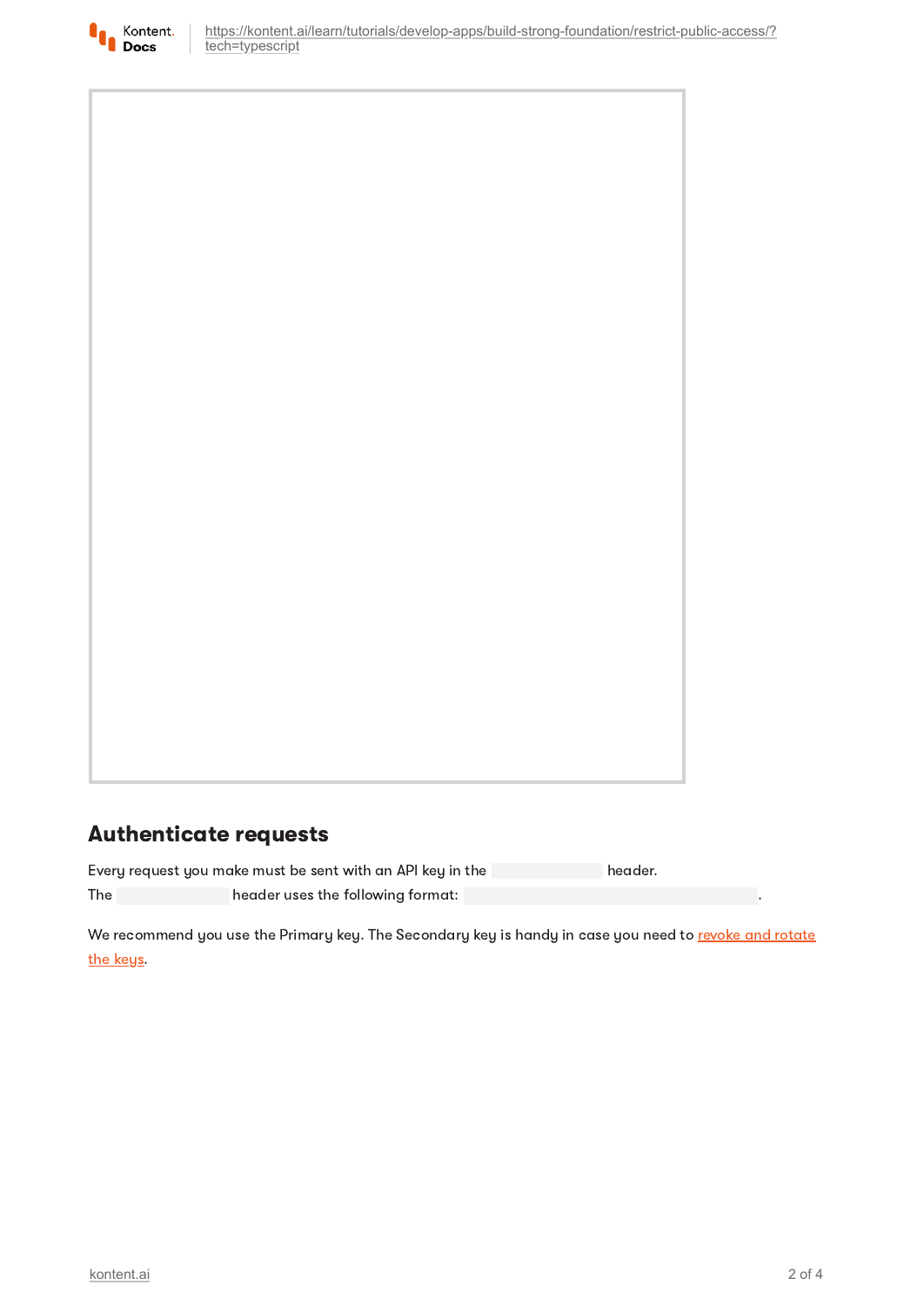## Authenticate requests

Every request you make must be sent with an API key in the header.
The header uses the following format: .

We recommend you use the Primary key. The Secondary key is handy in case you need to revoke and rotate the keys.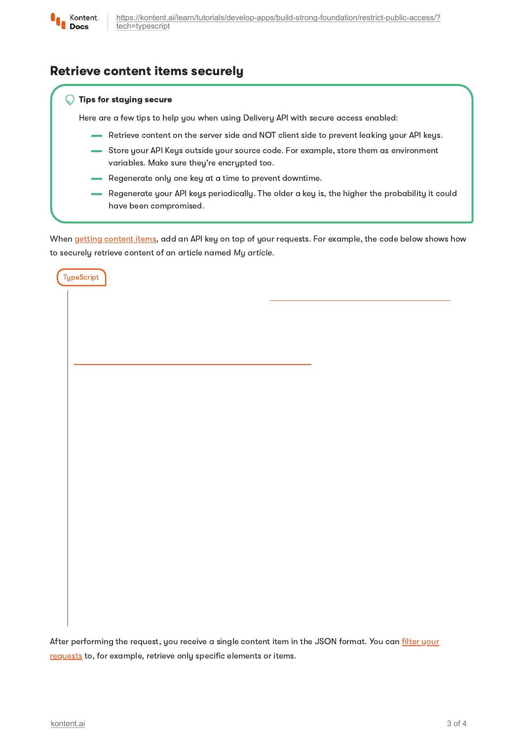## Retrieve content items securely

> **Tips for staying secure**
>
> Here are a few tips to help you when using Delivery API with secure access enabled:
>
> - Retrieve content on the server side and NOT client side to prevent leaking your API keys.
> - Store your API Keys outside your source code. For example, store them as environment variables. Make sure they're encrypted too.
> - Regenerate only one key at a time to prevent downtime.
> - Regenerate your API keys periodically. The older a key is, the higher the probability it could have been compromised.

When getting content items, add an API key on top of your requests. For example, the code below shows how to securely retrieve content of an article named *My article*.

TypeScript

After performing the request, you receive a single content item in the JSON format. You can filter your requests to, for example, retrieve only specific elements or items.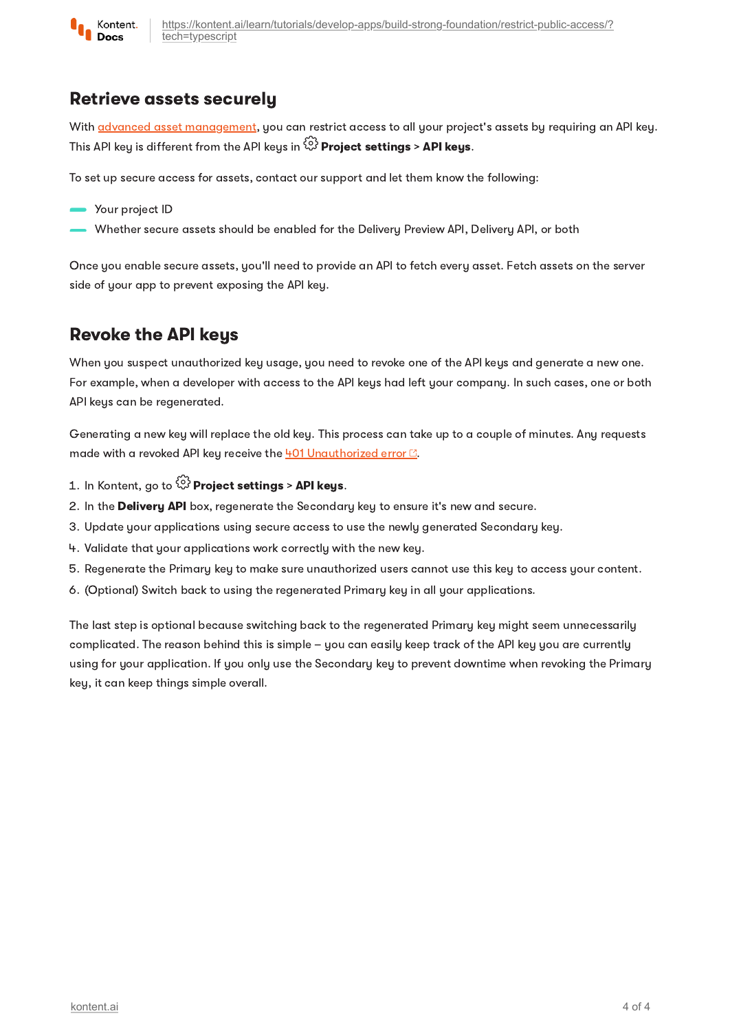## Retrieve assets securely

With advanced asset management, you can restrict access to all your project's assets by requiring an API key. This API key is different from the API keys in **Project settings** > **API keys**.

To set up secure access for assets, contact our support and let them know the following:

- Your project ID
- Whether secure assets should be enabled for the Delivery Preview API, Delivery API, or both

Once you enable secure assets, you'll need to provide an API to fetch every asset. Fetch assets on the server side of your app to prevent exposing the API key.

## Revoke the API keys

When you suspect unauthorized key usage, you need to revoke one of the API keys and generate a new one. For example, when a developer with access to the API keys had left your company. In such cases, one or both API keys can be regenerated.

Generating a new key will replace the old key. This process can take up to a couple of minutes. Any requests made with a revoked API key receive the 401 Unauthorized error.

1. In Kontent, go to **Project settings** > **API keys**.
2. In the **Delivery API** box, regenerate the Secondary key to ensure it's new and secure.
3. Update your applications using secure access to use the newly generated Secondary key.
4. Validate that your applications work correctly with the new key.
5. Regenerate the Primary key to make sure unauthorized users cannot use this key to access your content.
6. (Optional) Switch back to using the regenerated Primary key in all your applications.

The last step is optional because switching back to the regenerated Primary key might seem unnecessarily complicated. The reason behind this is simple – you can easily keep track of the API key you are currently using for your application. If you only use the Secondary key to prevent downtime when revoking the Primary key, it can keep things simple overall.